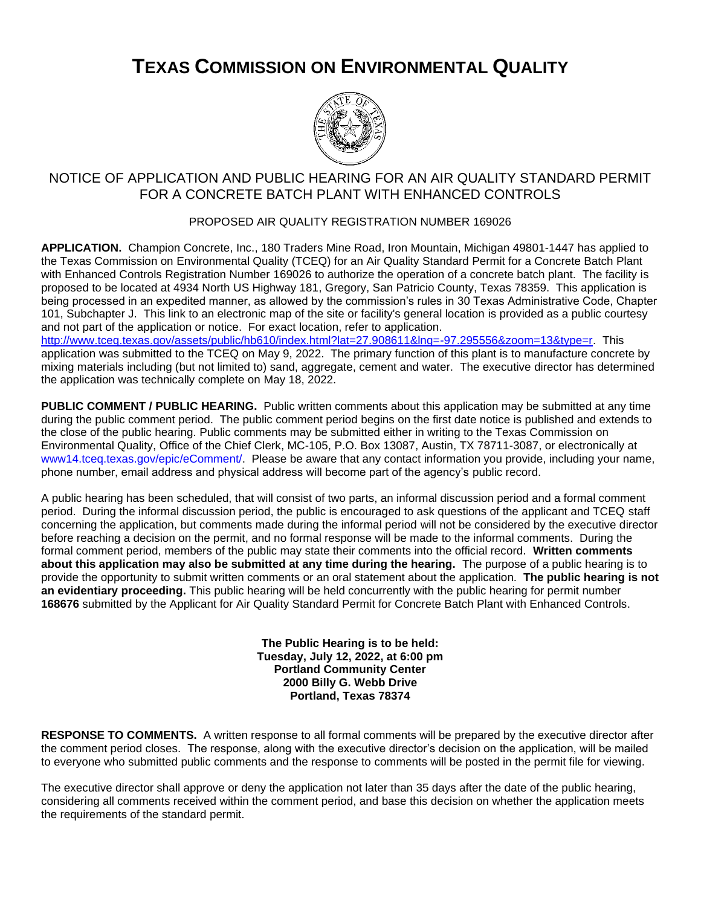# TEXAS COMMISSION ON ENVIRONMENTAL QUALITY

## NOTICE OF APPLICATION AND PUBLIC HEARING FOR AN AIR QUALITY STANDARD PERMIT FOR A CONCRETE BATCH PLANT WITH ENHANCED CONTROLS

PROPOSED AIR QUALITY REGISTRATION NUMBER 169026

**APPLICATION.** Champion Concrete, Inc., 180 Traders Mine Road, Iron Mountain, Michigan 49801-1447 has applied to the Texas Commission on Environmental Quality (TCEQ) for an Air Quality Standard Permit for a Concrete Batch Plant with Enhanced Controls Registration Number 169026 to authorize the operation of a concrete batch plant. The facility is proposed to be located at 4934 North US Highway 181, Gregory, San Patricio County, Texas 78359. This application is being processed in an expedited manner, as allowed by the commission's rules in 30 Texas Administrative Code, Chapter 101, Subchapter J. This link to an electronic map of the site or facility's general location is provided as a public courtesy and not part of the application or notice. For exact location, refer to application. http://www.tceq.texas.gov/assets/public/hb610/index.html?lat=27.908611&lng=-97.295556&zoom=13&type=r. This application was submitted to the TCEQ on May 9, 2022. The primary function of this plant is to manufacture concrete by mixing materials including (but not limited to) sand, aggregate, cement and water. The executive director has determined the application was technically complete on May 18, 2022.

**PUBLIC COMMENT / PUBLIC HEARING.** Public written comments about this application may be submitted at any time during the public comment period. The public comment period begins on the first date notice is published and extends to the close of the public hearing. Public comments may be submitted either in writing to the Texas Commission on Environmental Quality, Office of the Chief Clerk, MC-105, P.O. Box 13087, Austin, TX 78711-3087, or electronically at www14.tceq.texas.gov/epic/eComment/. Please be aware that any contact information you provide, including your name, phone number, email address and physical address will become part of the agency's public record.

A public hearing has been scheduled, that will consist of two parts, an informal discussion period and a formal comment period. During the informal discussion period, the public is encouraged to ask questions of the applicant and TCEQ staff concerning the application, but comments made during the informal period will not be considered by the executive director before reaching a decision on the permit, and no formal response will be made to the informal comments. During the formal comment period, members of the public may state their comments into the official record. **Written comments about this application may also be submitted at any time during the hearing.** The purpose of a public hearing is to provide the opportunity to submit written comments or an oral statement about the application. **The public hearing is not an evidentiary proceeding.** This public hearing will be held concurrently with the public hearing for permit number **168676** submitted by the Applicant for Air Quality Standard Permit for Concrete Batch Plant with Enhanced Controls.

**The Public Hearing is to be held:**
**Tuesday, July 12, 2022, at 6:00 pm**
**Portland Community Center**
**2000 Billy G. Webb Drive**
**Portland, Texas 78374**

**RESPONSE TO COMMENTS.** A written response to all formal comments will be prepared by the executive director after the comment period closes. The response, along with the executive director's decision on the application, will be mailed to everyone who submitted public comments and the response to comments will be posted in the permit file for viewing.

The executive director shall approve or deny the application not later than 35 days after the date of the public hearing, considering all comments received within the comment period, and base this decision on whether the application meets the requirements of the standard permit.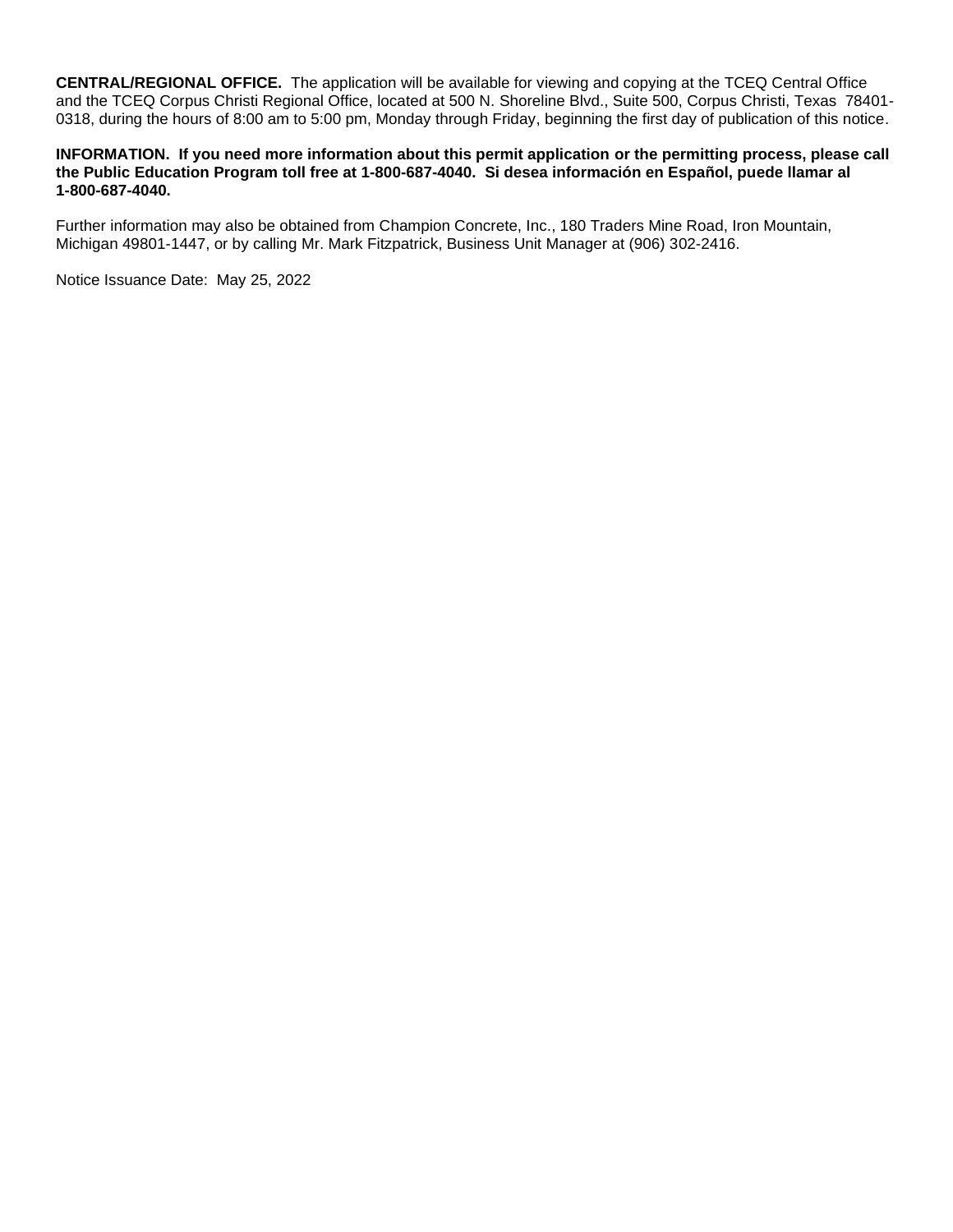**CENTRAL/REGIONAL OFFICE.** The application will be available for viewing and copying at the TCEQ Central Office and the TCEQ Corpus Christi Regional Office, located at 500 N. Shoreline Blvd., Suite 500, Corpus Christi, Texas 78401-0318, during the hours of 8:00 am to 5:00 pm, Monday through Friday, beginning the first day of publication of this notice.

**INFORMATION. If you need more information about this permit application or the permitting process, please call the Public Education Program toll free at 1-800-687-4040. Si desea información en Español, puede llamar al 1-800-687-4040.**

Further information may also be obtained from Champion Concrete, Inc., 180 Traders Mine Road, Iron Mountain, Michigan 49801-1447, or by calling Mr. Mark Fitzpatrick, Business Unit Manager at (906) 302-2416.

Notice Issuance Date: May 25, 2022